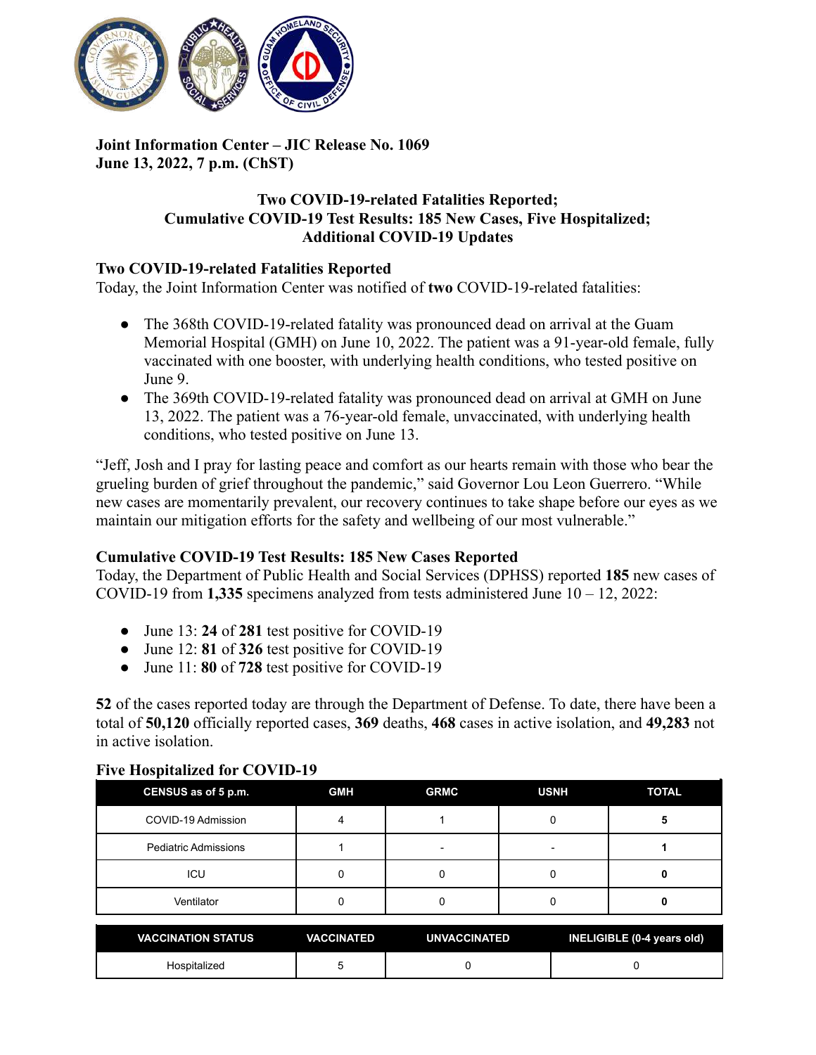**Joint Information Center – JIC Release No. 1069**
**June 13, 2022, 7 p.m. (ChST)**

# Two COVID-19-related Fatalities Reported; Cumulative COVID-19 Test Results: 185 New Cases, Five Hospitalized; Additional COVID-19 Updates

## Two COVID-19-related Fatalities Reported

Today, the Joint Information Center was notified of **two** COVID-19-related fatalities:

- The 368th COVID-19-related fatality was pronounced dead on arrival at the Guam Memorial Hospital (GMH) on June 10, 2022. The patient was a 91-year-old female, fully vaccinated with one booster, with underlying health conditions, who tested positive on June 9.
- The 369th COVID-19-related fatality was pronounced dead on arrival at GMH on June 13, 2022. The patient was a 76-year-old female, unvaccinated, with underlying health conditions, who tested positive on June 13.

"Jeff, Josh and I pray for lasting peace and comfort as our hearts remain with those who bear the grueling burden of grief throughout the pandemic," said Governor Lou Leon Guerrero. "While new cases are momentarily prevalent, our recovery continues to take shape before our eyes as we maintain our mitigation efforts for the safety and wellbeing of our most vulnerable."

## Cumulative COVID-19 Test Results: 185 New Cases Reported

Today, the Department of Public Health and Social Services (DPHSS) reported **185** new cases of COVID-19 from **1,335** specimens analyzed from tests administered June 10 – 12, 2022:

- June 13: **24** of **281** test positive for COVID-19
- June 12: **81** of **326** test positive for COVID-19
- June 11: **80** of **728** test positive for COVID-19

**52** of the cases reported today are through the Department of Defense. To date, there have been a total of **50,120** officially reported cases, **369** deaths, **468** cases in active isolation, and **49,283** not in active isolation.

## Five Hospitalized for COVID-19

| CENSUS as of 5 p.m. | GMH | GRMC | USNH | TOTAL |
|---|---|---|---|---|
| COVID-19 Admission | 4 | 1 | 0 | **5** |
| Pediatric Admissions | 1 | - | - | **1** |
| ICU | 0 | 0 | 0 | **0** |
| Ventilator | 0 | 0 | 0 | **0** |

| VACCINATION STATUS | VACCINATED | UNVACCINATED | INELIGIBLE (0-4 years old) |
|---|---|---|---|
| Hospitalized | 5 | 0 | 0 |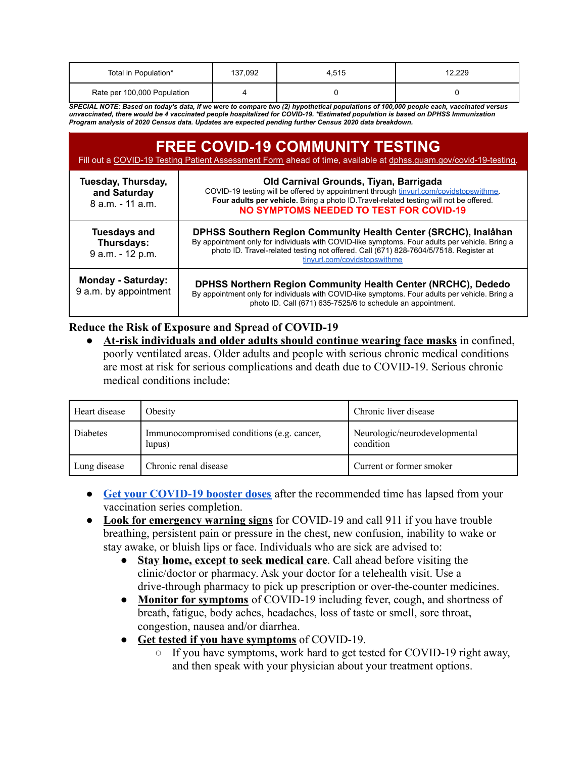| Total in Population* | 137,092 | 4,515 | 12,229 |
|---|---|---|---|
| Rate per 100,000 Population | 4 | 0 | 0 |

***SPECIAL NOTE: Based on today's data, if we were to compare two (2) hypothetical populations of 100,000 people each, vaccinated versus unvaccinated, there would be 4 vaccinated people hospitalized for COVID-19. *Estimated population is based on DPHSS Immunization Program analysis of 2020 Census data. Updates are expected pending further Census 2020 data breakdown.***

## FREE COVID-19 COMMUNITY TESTING

Fill out a COVID-19 Testing Patient Assessment Form ahead of time, available at dphss.guam.gov/covid-19-testing.

| Schedule | Location |
|---|---|
| **Tuesday, Thursday, and Saturday** 8 a.m. - 11 a.m. | **Old Carnival Grounds, Tiyan, Barrigada** COVID-19 testing will be offered by appointment through tinyurl.com/covidstopswithme. **Four adults per vehicle.** Bring a photo ID.Travel-related testing will not be offered. **NO SYMPTOMS NEEDED TO TEST FOR COVID-19** |
| **Tuesdays and Thursdays:** 9 a.m. - 12 p.m. | **DPHSS Southern Region Community Health Center (SRCHC), Inalåhan** By appointment only for individuals with COVID-like symptoms. Four adults per vehicle. Bring a photo ID. Travel-related testing not offered. Call (671) 828-7604/5/7518. Register at tinyurl.com/covidstopswithme |
| **Monday - Saturday:** 9 a.m. by appointment | **DPHSS Northern Region Community Health Center (NRCHC), Dededo** By appointment only for individuals with COVID-like symptoms. Four adults per vehicle. Bring a photo ID. Call (671) 635-7525/6 to schedule an appointment. |

### Reduce the Risk of Exposure and Spread of COVID-19

- **At-risk individuals and older adults should continue wearing face masks** in confined, poorly ventilated areas. Older adults and people with serious chronic medical conditions are most at risk for serious complications and death due to COVID-19. Serious chronic medical conditions include:

| Heart disease | Obesity | Chronic liver disease |
|---|---|---|
| Diabetes | Immunocompromised conditions (e.g. cancer, lupus) | Neurologic/neurodevelopmental condition |
| Lung disease | Chronic renal disease | Current or former smoker |

- **Get your COVID-19 booster doses** after the recommended time has lapsed from your vaccination series completion.
- **Look for emergency warning signs** for COVID-19 and call 911 if you have trouble breathing, persistent pain or pressure in the chest, new confusion, inability to wake or stay awake, or bluish lips or face. Individuals who are sick are advised to:
  - **Stay home, except to seek medical care**. Call ahead before visiting the clinic/doctor or pharmacy. Ask your doctor for a telehealth visit. Use a drive-through pharmacy to pick up prescription or over-the-counter medicines.
  - **Monitor for symptoms** of COVID-19 including fever, cough, and shortness of breath, fatigue, body aches, headaches, loss of taste or smell, sore throat, congestion, nausea and/or diarrhea.
  - **Get tested if you have symptoms** of COVID-19.
    - If you have symptoms, work hard to get tested for COVID-19 right away, and then speak with your physician about your treatment options.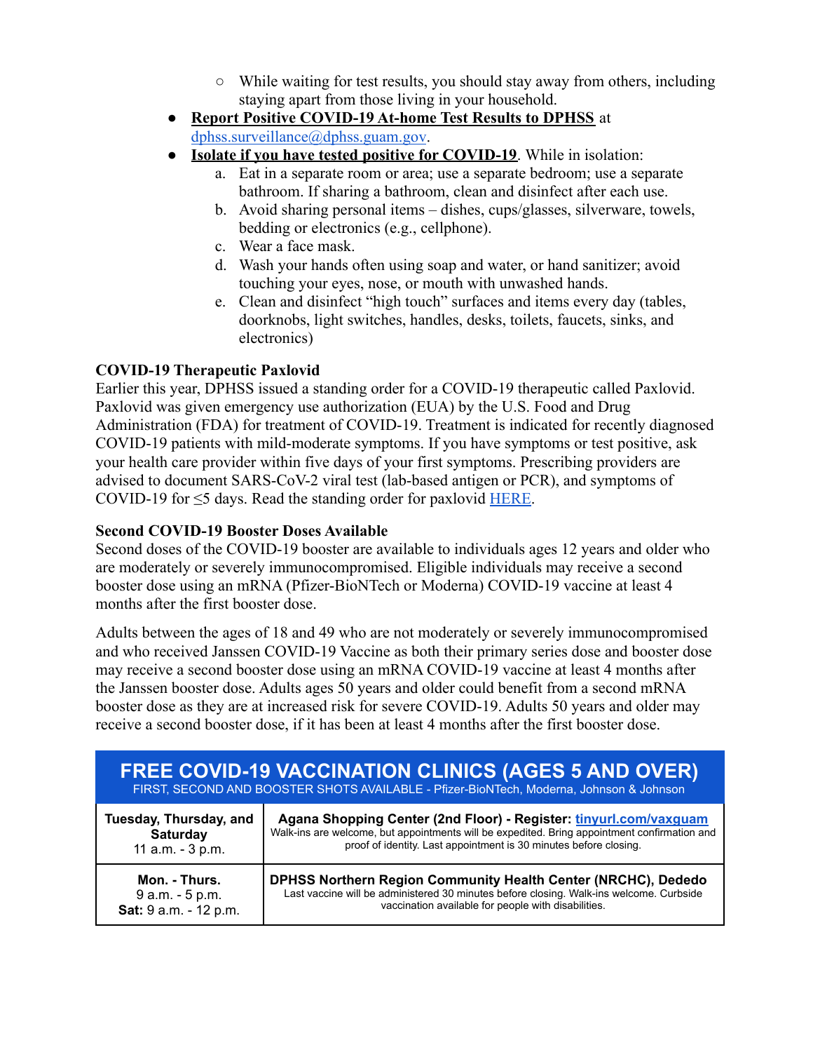- While waiting for test results, you should stay away from others, including staying apart from those living in your household.
- **Report Positive COVID-19 At-home Test Results to DPHSS** at dphss.surveillance@dphss.guam.gov.
- **Isolate if you have tested positive for COVID-19**. While in isolation:
  a. Eat in a separate room or area; use a separate bedroom; use a separate bathroom. If sharing a bathroom, clean and disinfect after each use.
  b. Avoid sharing personal items – dishes, cups/glasses, silverware, towels, bedding or electronics (e.g., cellphone).
  c. Wear a face mask.
  d. Wash your hands often using soap and water, or hand sanitizer; avoid touching your eyes, nose, or mouth with unwashed hands.
  e. Clean and disinfect "high touch" surfaces and items every day (tables, doorknobs, light switches, handles, desks, toilets, faucets, sinks, and electronics)

**COVID-19 Therapeutic Paxlovid**

Earlier this year, DPHSS issued a standing order for a COVID-19 therapeutic called Paxlovid. Paxlovid was given emergency use authorization (EUA) by the U.S. Food and Drug Administration (FDA) for treatment of COVID-19. Treatment is indicated for recently diagnosed COVID-19 patients with mild-moderate symptoms. If you have symptoms or test positive, ask your health care provider within five days of your first symptoms. Prescribing providers are advised to document SARS-CoV-2 viral test (lab-based antigen or PCR), and symptoms of COVID-19 for ≤5 days. Read the standing order for paxlovid HERE.

**Second COVID-19 Booster Doses Available**

Second doses of the COVID-19 booster are available to individuals ages 12 years and older who are moderately or severely immunocompromised. Eligible individuals may receive a second booster dose using an mRNA (Pfizer-BioNTech or Moderna) COVID-19 vaccine at least 4 months after the first booster dose.

Adults between the ages of 18 and 49 who are not moderately or severely immunocompromised and who received Janssen COVID-19 Vaccine as both their primary series dose and booster dose may receive a second booster dose using an mRNA COVID-19 vaccine at least 4 months after the Janssen booster dose. Adults ages 50 years and older could benefit from a second mRNA booster dose as they are at increased risk for severe COVID-19. Adults 50 years and older may receive a second booster dose, if it has been at least 4 months after the first booster dose.

| **FREE COVID-19 VACCINATION CLINICS (AGES 5 AND OVER)** FIRST, SECOND AND BOOSTER SHOTS AVAILABLE - Pfizer-BioNTech, Moderna, Johnson & Johnson | |
|---|---|
| **Tuesday, Thursday, and Saturday** 11 a.m. - 3 p.m. | **Agana Shopping Center (2nd Floor) - Register: tinyurl.com/vaxguam** Walk-ins are welcome, but appointments will be expedited. Bring appointment confirmation and proof of identity. Last appointment is 30 minutes before closing. |
| **Mon. - Thurs.** 9 a.m. - 5 p.m. **Sat:** 9 a.m. - 12 p.m. | **DPHSS Northern Region Community Health Center (NRCHC), Dededo** Last vaccine will be administered 30 minutes before closing. Walk-ins welcome. Curbside vaccination available for people with disabilities. |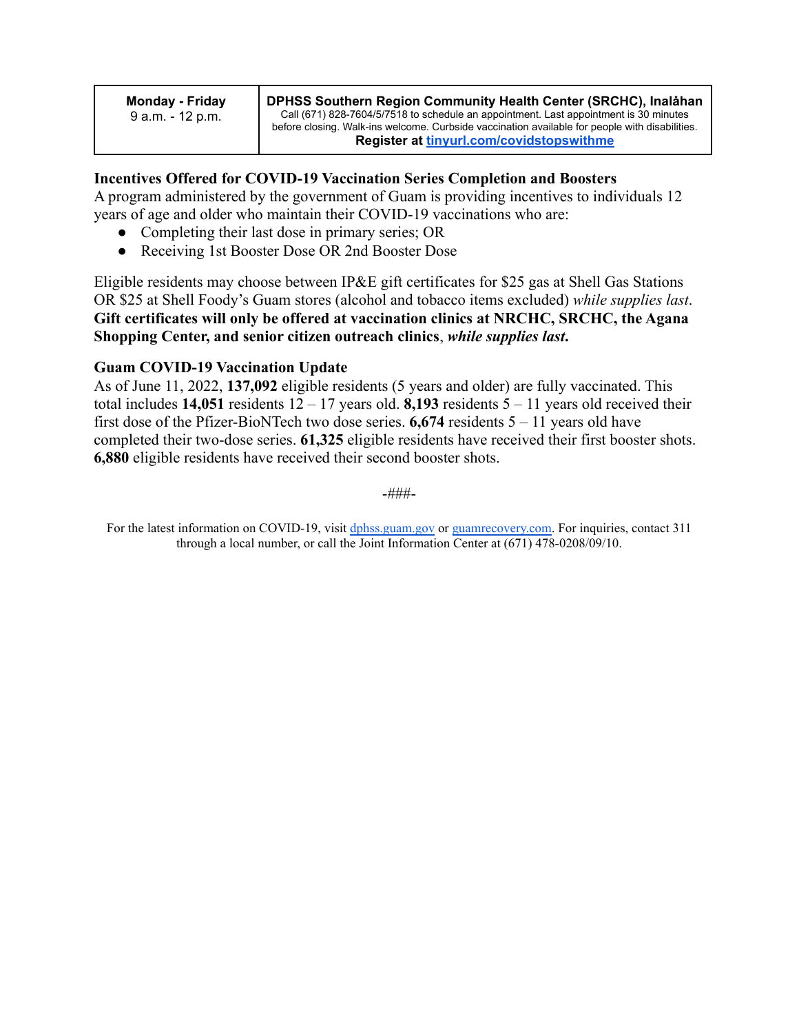| | |
|---|---|
| **Monday - Friday**<br>9 a.m. - 12 p.m. | **DPHSS Southern Region Community Health Center (SRCHC), Inalåhan**<br>Call (671) 828-7604/5/7518 to schedule an appointment. Last appointment is 30 minutes before closing. Walk-ins welcome. Curbside vaccination available for people with disabilities.<br>**Register at [tinyurl.com/covidstopswithme](tinyurl.com/covidstopswithme)** |

**Incentives Offered for COVID-19 Vaccination Series Completion and Boosters**

A program administered by the government of Guam is providing incentives to individuals 12 years of age and older who maintain their COVID-19 vaccinations who are:

- Completing their last dose in primary series; OR
- Receiving 1st Booster Dose OR 2nd Booster Dose

Eligible residents may choose between IP&E gift certificates for $25 gas at Shell Gas Stations OR $25 at Shell Foody's Guam stores (alcohol and tobacco items excluded) *while supplies last*. **Gift certificates will only be offered at vaccination clinics at NRCHC, SRCHC, the Agana Shopping Center, and senior citizen outreach clinics**, ***while supplies last.***

**Guam COVID-19 Vaccination Update**

As of June 11, 2022, **137,092** eligible residents (5 years and older) are fully vaccinated. This total includes **14,051** residents 12 – 17 years old. **8,193** residents 5 – 11 years old received their first dose of the Pfizer-BioNTech two dose series. **6,674** residents 5 – 11 years old have completed their two-dose series. **61,325** eligible residents have received their first booster shots. **6,880** eligible residents have received their second booster shots.

-###-

For the latest information on COVID-19, visit [dphss.guam.gov](dphss.guam.gov) or [guamrecovery.com](guamrecovery.com). For inquiries, contact 311 through a local number, or call the Joint Information Center at (671) 478-0208/09/10.